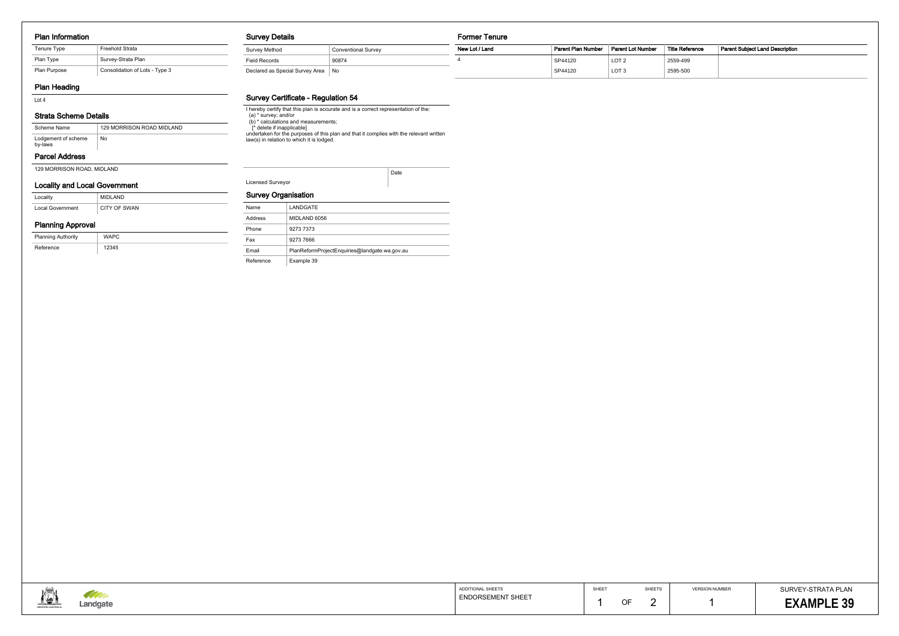## Plan Information

| Tenure Type | Freehold Strata |
| --- | --- |
| Plan Type | Survey-Strata Plan |
| Plan Purpose | Consolidation of Lots - Type 3 |

## Plan Heading

Lot 4

## Strata Scheme Details

| Scheme Name | 129 MORRISON ROAD MIDLAND |
| --- | --- |
| Lodgement of scheme by-laws | No |

## Parcel Address

129 MORRISON ROAD, MIDLAND

## Locality and Local Government

| Locality | MIDLAND |
| --- | --- |
| Local Government | CITY OF SWAN |

## Planning Approval

| Planning Authority | WAPC |
| --- | --- |
| Reference | 12345 |

## Survey Details

| Survey Method | Conventional Survey |
| --- | --- |
| Field Records | 90874 |
| Declared as Special Survey Area | No |

## Survey Certificate - Regulation 54

I hereby certify that this plan is accurate and is a correct representation of the:
(a) * survey; and/or
(b) * calculations and measurements;
[* delete if inapplicable]
undertaken for the purposes of this plan and that it complies with the relevant written law(s) in relation to which it is lodged.

| Licensed Surveyor | Date |
| --- | --- |

## Survey Organisation

| Name | LANDGATE |
| --- | --- |
| Address | MIDLAND 6056 |
| Phone | 9273 7373 |
| Fax | 9273 7666 |
| Email | PlanReformProjectEnquiries@landgate.wa.gov.au |
| Reference | Example 39 |

## Former Tenure

| New Lot / Land | Parent Plan Number | Parent Lot Number | Title Reference | Parent Subject Land Description |
| --- | --- | --- | --- | --- |
| 4 | SP44120 | LOT 2 | 2559-499 | |
| | SP44120 | LOT 3 | 2595-500 | |

| ADDITIONAL SHEETS | SHEET | SHEETS | VERSION NUMBER | SURVEY-STRATA PLAN |
| --- | --- | --- | --- | --- |
| ENDORSEMENT SHEET | 1 OF | 2 | 1 | **EXAMPLE 39** |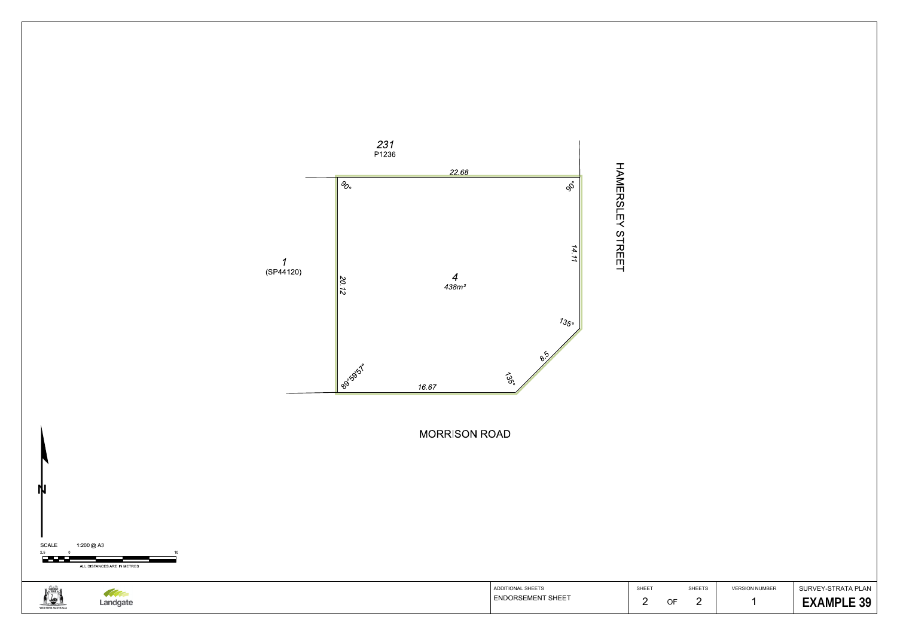231
P1236

22.68

90°

90°

HAMERSLEY STREET

1
(SP44120)

14.11

20.12

4
438m²

135°

8.5

89°59'57"

135°

16.67

MORRISON ROAD

N

SCALE 1:200 @ A3

2.5 0 10

ALL DISTANCES ARE IN METRES

WESTERN AUSTRALIA

Landgate

| ADDITIONAL SHEETS | SHEET | | SHEETS | VERSION NUMBER | SURVEY-STRATA PLAN |
|---|---|---|---|---|---|
| ENDORSEMENT SHEET | 2 | OF | 2 | 1 | **EXAMPLE 39** |